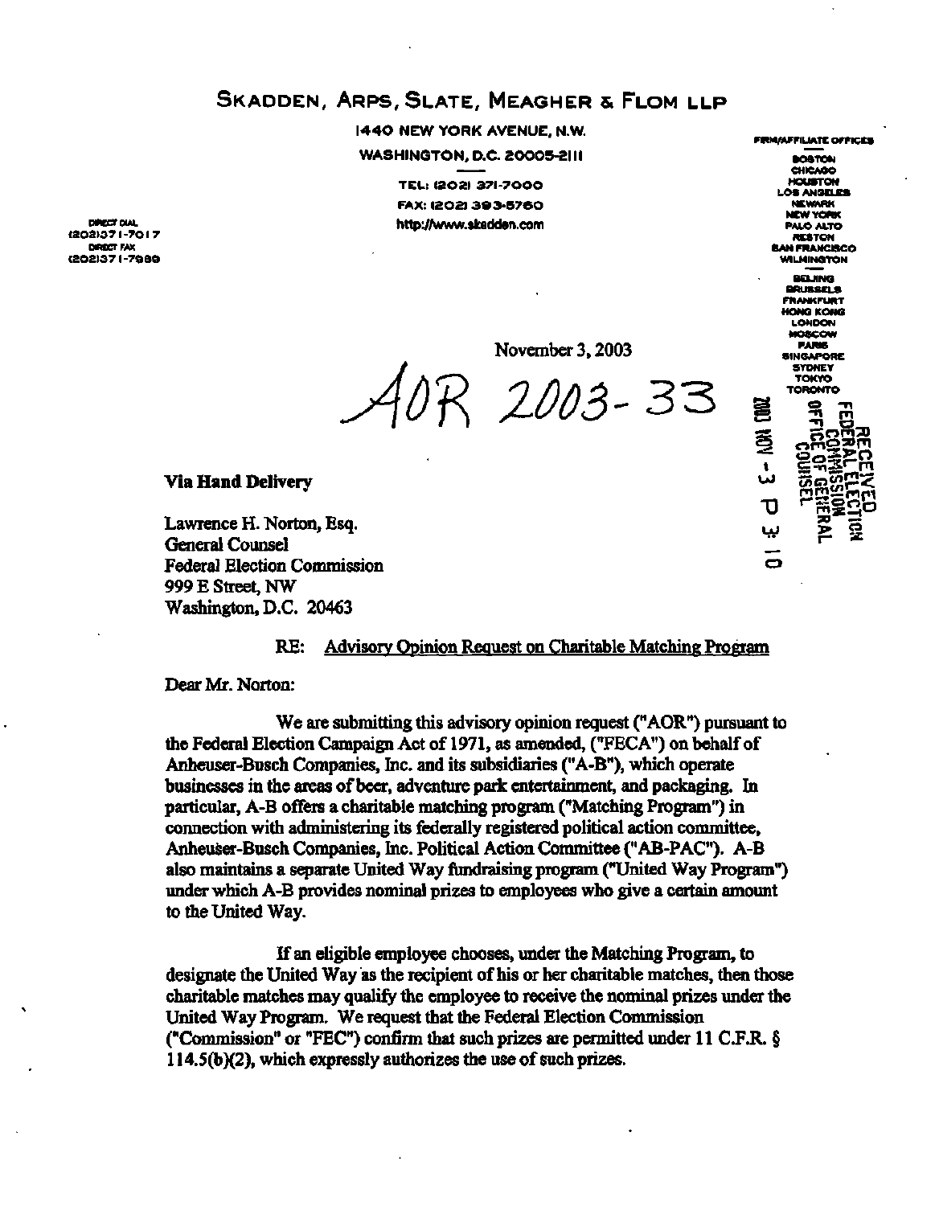# SKADDEN, ARPS, SLATE, MEAGHER & FLOM LLP

1440 NEW YORK AVENUE, N.W.
WASHINGTON, D.C. 20005-2111

TEL: (202) 371-7000
FAX: (202) 393-5760
http://www.skadden.com

DIRECT DIAL
(202)371-7017
DIRECT FAX
(202)371-7980

FIRM/AFFILIATE OFFICES
BOSTON
CHICAGO
HOUSTON
LOS ANGELES
NEWARK
NEW YORK
PALO ALTO
RESTON
SAN FRANCISCO
WILMINGTON
BEIJING
BRUSSELS
FRANKFURT
HONG KONG
LONDON
MOSCOW
PARIS
SINGAPORE
SYDNEY
TOKYO
TORONTO

November 3, 2003

AOR 2003-33

RECEIVED
FEDERAL ELECTION
COMMISSION
OFFICE OF GENERAL
COUNSEL
2003 NOV -3 P 3:10

**Via Hand Delivery**

Lawrence H. Norton, Esq.
General Counsel
Federal Election Commission
999 E Street, NW
Washington, D.C. 20463

RE: Advisory Opinion Request on Charitable Matching Program

Dear Mr. Norton:

We are submitting this advisory opinion request ("AOR") pursuant to the Federal Election Campaign Act of 1971, as amended, ("FECA") on behalf of Anheuser-Busch Companies, Inc. and its subsidiaries ("A-B"), which operate businesses in the areas of beer, adventure park entertainment, and packaging. In particular, A-B offers a charitable matching program ("Matching Program") in connection with administering its federally registered political action committee, Anheuser-Busch Companies, Inc. Political Action Committee ("AB-PAC"). A-B also maintains a separate United Way fundraising program ("United Way Program") under which A-B provides nominal prizes to employees who give a certain amount to the United Way.

If an eligible employee chooses, under the Matching Program, to designate the United Way as the recipient of his or her charitable matches, then those charitable matches may qualify the employee to receive the nominal prizes under the United Way Program. We request that the Federal Election Commission ("Commission" or "FEC") confirm that such prizes are permitted under 11 C.F.R. § 114.5(b)(2), which expressly authorizes the use of such prizes.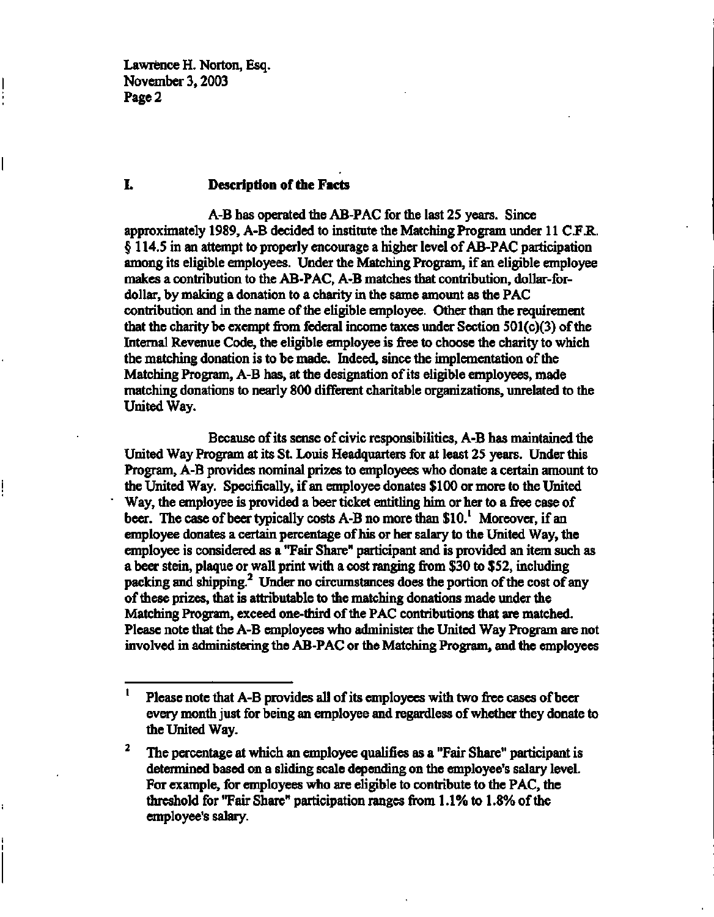## I. Description of the Facts

A-B has operated the AB-PAC for the last 25 years. Since approximately 1989, A-B decided to institute the Matching Program under 11 C.F.R. § 114.5 in an attempt to properly encourage a higher level of AB-PAC participation among its eligible employees. Under the Matching Program, if an eligible employee makes a contribution to the AB-PAC, A-B matches that contribution, dollar-for-dollar, by making a donation to a charity in the same amount as the PAC contribution and in the name of the eligible employee. Other than the requirement that the charity be exempt from federal income taxes under Section 501(c)(3) of the Internal Revenue Code, the eligible employee is free to choose the charity to which the matching donation is to be made. Indeed, since the implementation of the Matching Program, A-B has, at the designation of its eligible employees, made matching donations to nearly 800 different charitable organizations, unrelated to the United Way.

Because of its sense of civic responsibilities, A-B has maintained the United Way Program at its St. Louis Headquarters for at least 25 years. Under this Program, A-B provides nominal prizes to employees who donate a certain amount to the United Way. Specifically, if an employee donates $100 or more to the United Way, the employee is provided a beer ticket entitling him or her to a free case of beer. The case of beer typically costs A-B no more than $10.[1] Moreover, if an employee donates a certain percentage of his or her salary to the United Way, the employee is considered as a "Fair Share" participant and is provided an item such as a beer stein, plaque or wall print with a cost ranging from $30 to $52, including packing and shipping.[2] Under no circumstances does the portion of the cost of any of these prizes, that is attributable to the matching donations made under the Matching Program, exceed one-third of the PAC contributions that are matched. Please note that the A-B employees who administer the United Way Program are not involved in administering the AB-PAC or the Matching Program, and the employees

---

[1] Please note that A-B provides all of its employees with two free cases of beer every month just for being an employee and regardless of whether they donate to the United Way.

[2] The percentage at which an employee qualifies as a "Fair Share" participant is determined based on a sliding scale depending on the employee's salary level. For example, for employees who are eligible to contribute to the PAC, the threshold for "Fair Share" participation ranges from 1.1% to 1.8% of the employee's salary.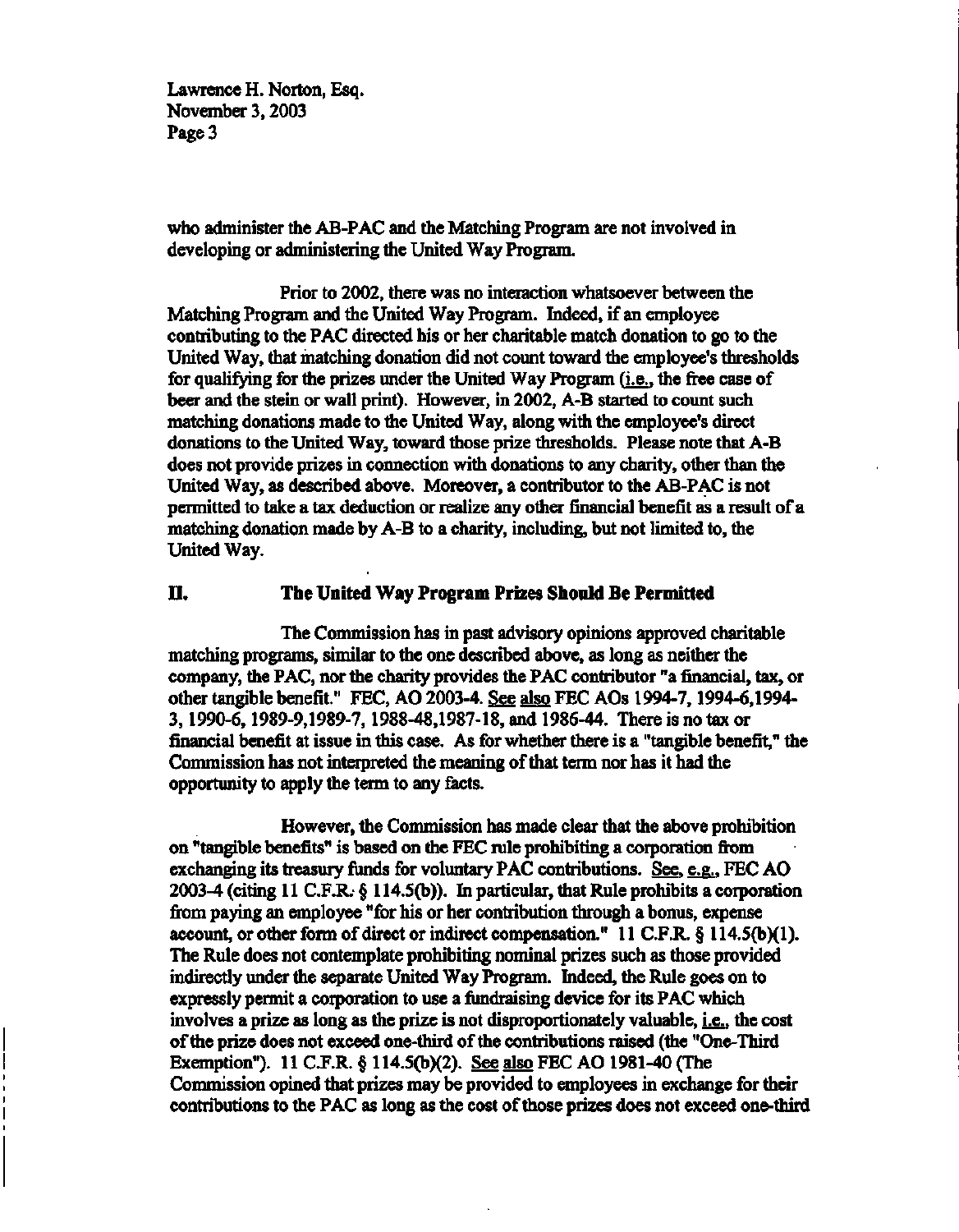who administer the AB-PAC and the Matching Program are not involved in developing or administering the United Way Program.

Prior to 2002, there was no interaction whatsoever between the Matching Program and the United Way Program. Indeed, if an employee contributing to the PAC directed his or her charitable match donation to go to the United Way, that matching donation did not count toward the employee's thresholds for qualifying for the prizes under the United Way Program (i.e., the free case of beer and the stein or wall print). However, in 2002, A-B started to count such matching donations made to the United Way, along with the employee's direct donations to the United Way, toward those prize thresholds. Please note that A-B does not provide prizes in connection with donations to any charity, other than the United Way, as described above. Moreover, a contributor to the AB-PAC is not permitted to take a tax deduction or realize any other financial benefit as a result of a matching donation made by A-B to a charity, including, but not limited to, the United Way.

## II. The United Way Program Prizes Should Be Permitted

The Commission has in past advisory opinions approved charitable matching programs, similar to the one described above, as long as neither the company, the PAC, nor the charity provides the PAC contributor "a financial, tax, or other tangible benefit." FEC, AO 2003-4. See also FEC AOs 1994-7, 1994-6, 1994-3, 1990-6, 1989-9, 1989-7, 1988-48, 1987-18, and 1986-44. There is no tax or financial benefit at issue in this case. As for whether there is a "tangible benefit," the Commission has not interpreted the meaning of that term nor has it had the opportunity to apply the term to any facts.

However, the Commission has made clear that the above prohibition on "tangible benefits" is based on the FEC rule prohibiting a corporation from exchanging its treasury funds for voluntary PAC contributions. See, e.g., FEC AO 2003-4 (citing 11 C.F.R. § 114.5(b)). In particular, that Rule prohibits a corporation from paying an employee "for his or her contribution through a bonus, expense account, or other form of direct or indirect compensation." 11 C.F.R. § 114.5(b)(1). The Rule does not contemplate prohibiting nominal prizes such as those provided indirectly under the separate United Way Program. Indeed, the Rule goes on to expressly permit a corporation to use a fundraising device for its PAC which involves a prize as long as the prize is not disproportionately valuable, i.e., the cost of the prize does not exceed one-third of the contributions raised (the "One-Third Exemption"). 11 C.F.R. § 114.5(b)(2). See also FEC AO 1981-40 (The Commission opined that prizes may be provided to employees in exchange for their contributions to the PAC as long as the cost of those prizes does not exceed one-third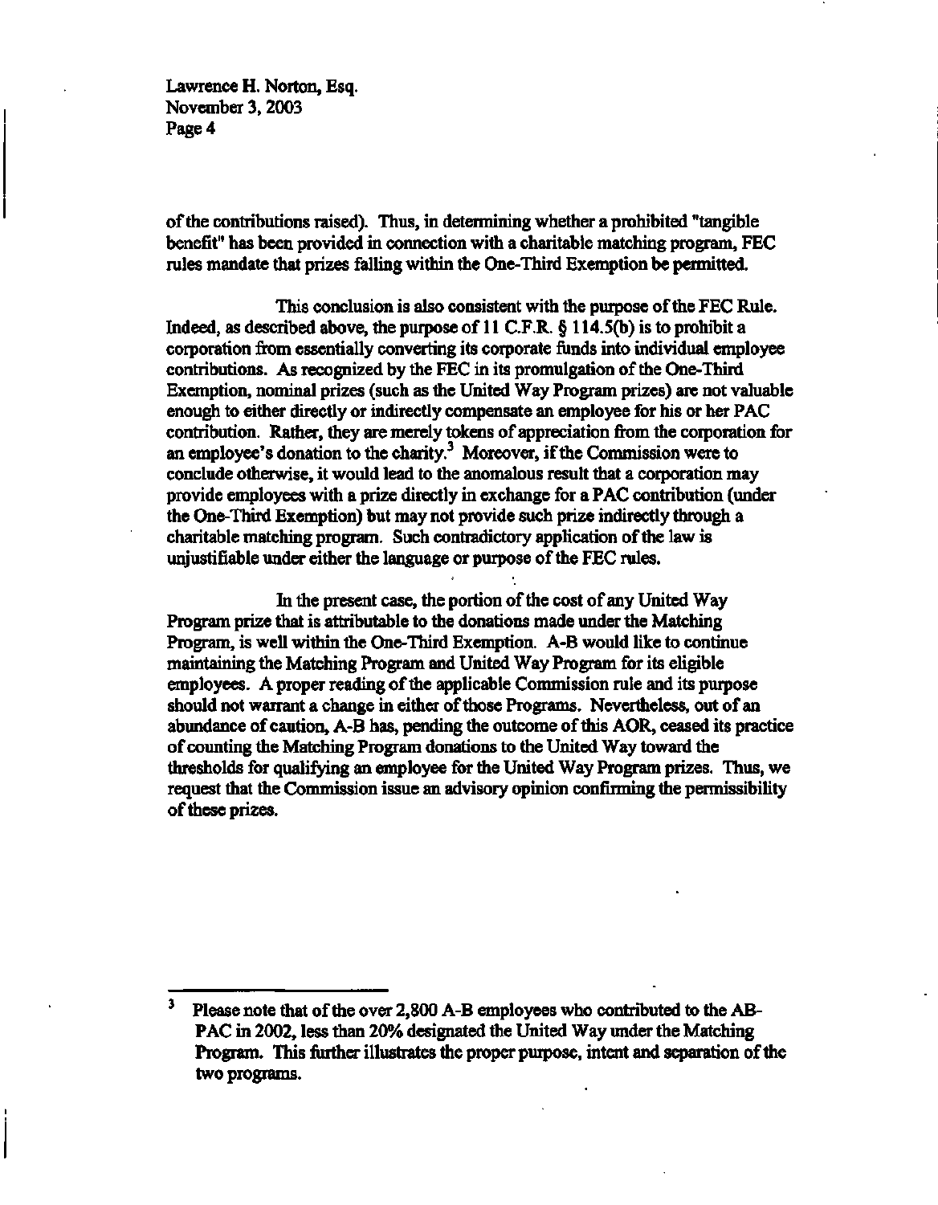of the contributions raised). Thus, in determining whether a prohibited "tangible benefit" has been provided in connection with a charitable matching program, FEC rules mandate that prizes falling within the One-Third Exemption be permitted.

This conclusion is also consistent with the purpose of the FEC Rule. Indeed, as described above, the purpose of 11 C.F.R. § 114.5(b) is to prohibit a corporation from essentially converting its corporate funds into individual employee contributions. As recognized by the FEC in its promulgation of the One-Third Exemption, nominal prizes (such as the United Way Program prizes) are not valuable enough to either directly or indirectly compensate an employee for his or her PAC contribution. Rather, they are merely tokens of appreciation from the corporation for an employee's donation to the charity.[3] Moreover, if the Commission were to conclude otherwise, it would lead to the anomalous result that a corporation may provide employees with a prize directly in exchange for a PAC contribution (under the One-Third Exemption) but may not provide such prize indirectly through a charitable matching program. Such contradictory application of the law is unjustifiable under either the language or purpose of the FEC rules.

In the present case, the portion of the cost of any United Way Program prize that is attributable to the donations made under the Matching Program, is well within the One-Third Exemption. A-B would like to continue maintaining the Matching Program and United Way Program for its eligible employees. A proper reading of the applicable Commission rule and its purpose should not warrant a change in either of those Programs. Nevertheless, out of an abundance of caution, A-B has, pending the outcome of this AOR, ceased its practice of counting the Matching Program donations to the United Way toward the thresholds for qualifying an employee for the United Way Program prizes. Thus, we request that the Commission issue an advisory opinion confirming the permissibility of these prizes.

---

[3] Please note that of the over 2,800 A-B employees who contributed to the AB-PAC in 2002, less than 20% designated the United Way under the Matching Program. This further illustrates the proper purpose, intent and separation of the two programs.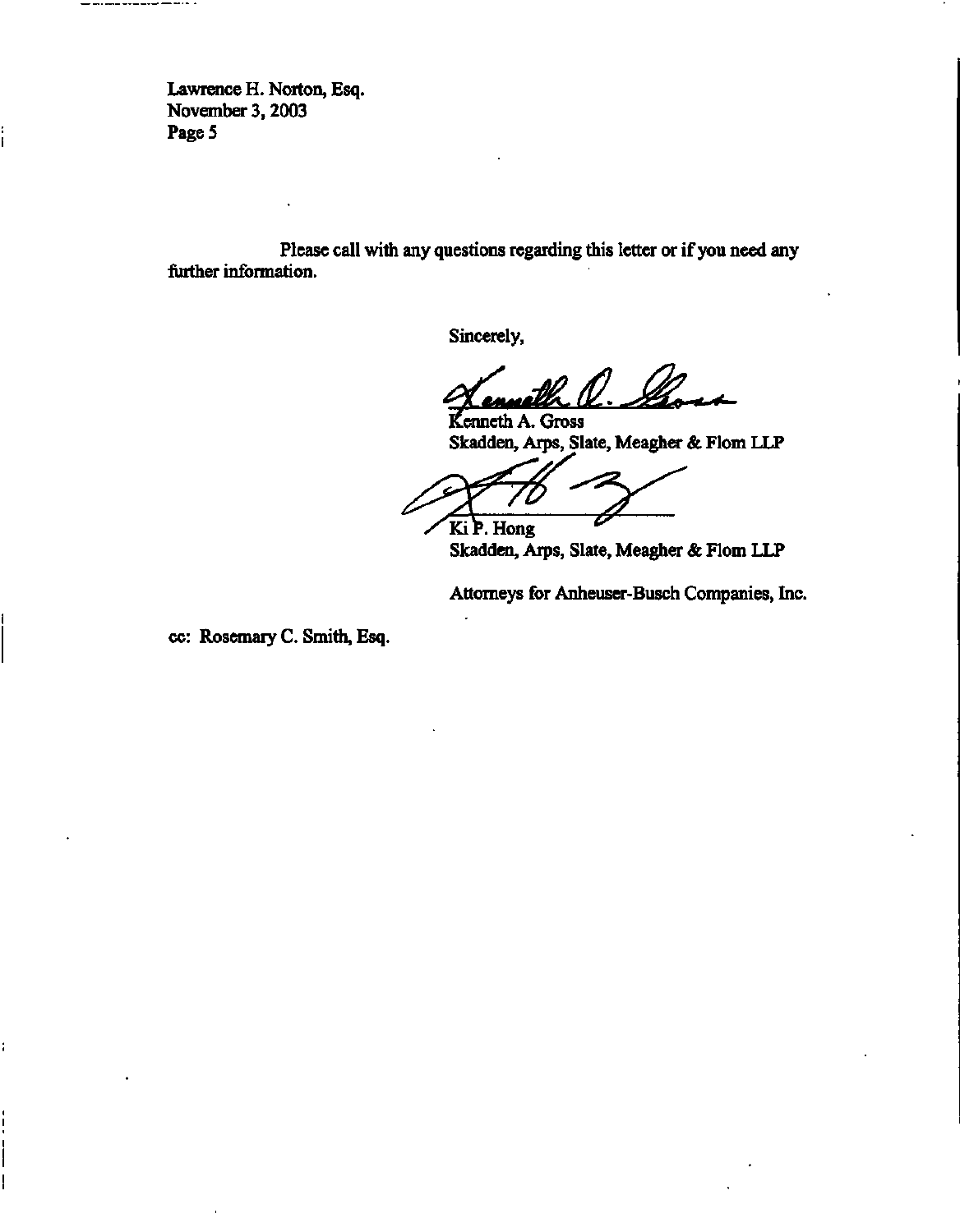Lawrence H. Norton, Esq.
November 3, 2003

Please call with any questions regarding this letter or if you need any further information.

Sincerely,

Kenneth A. Gross
Skadden, Arps, Slate, Meagher & Flom LLP

Ki P. Hong
Skadden, Arps, Slate, Meagher & Flom LLP

Attorneys for Anheuser-Busch Companies, Inc.

cc: Rosemary C. Smith, Esq.